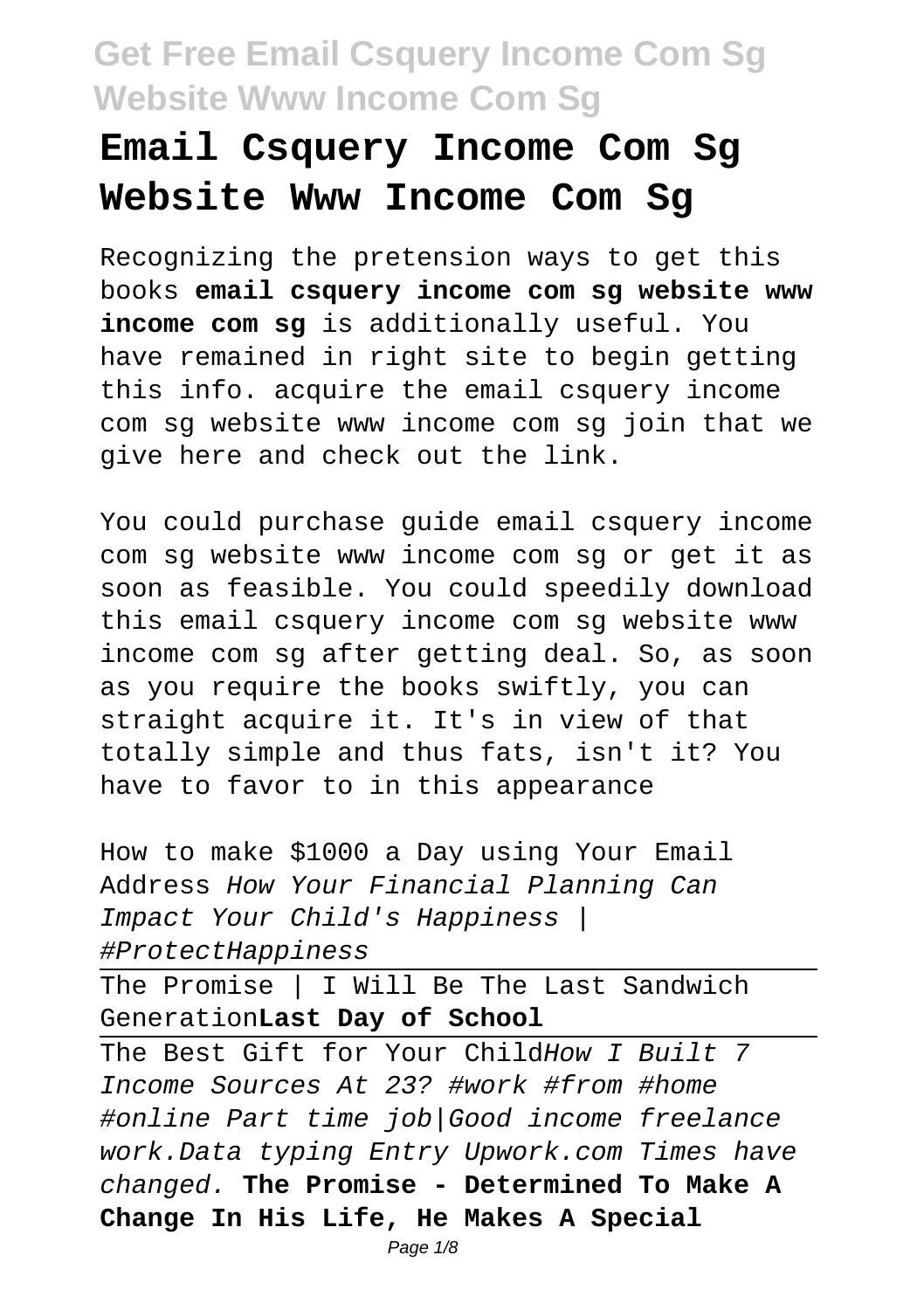# Email Csquery Income Com Sg Website Www Income Com Sg

Recognizing the pretension ways to get this books **email csquery income com sg website www income com sg** is additionally useful. You have remained in right site to begin getting this info. acquire the email csquery income com sg website www income com sg join that we give here and check out the link.

You could purchase guide email csquery income com sg website www income com sg or get it as soon as feasible. You could speedily download this email csquery income com sg website www income com sg after getting deal. So, as soon as you require the books swiftly, you can straight acquire it. It's in view of that totally simple and thus fats, isn't it? You have to favor to in this appearance

How to make $1000 a Day using Your Email Address *How Your Financial Planning Can Impact Your Child's Happiness | #ProtectHappiness*

---

The Promise | I Will Be The Last Sandwich Generation**Last Day of School**

---

The Best Gift for Your Child*How I Built 7 Income Sources At 23? #work #from #home #online Part time job|Good income freelance work.Data typing Entry Upwork.com Times have changed.* **The Promise - Determined To Make A Change In His Life, He Makes A Special**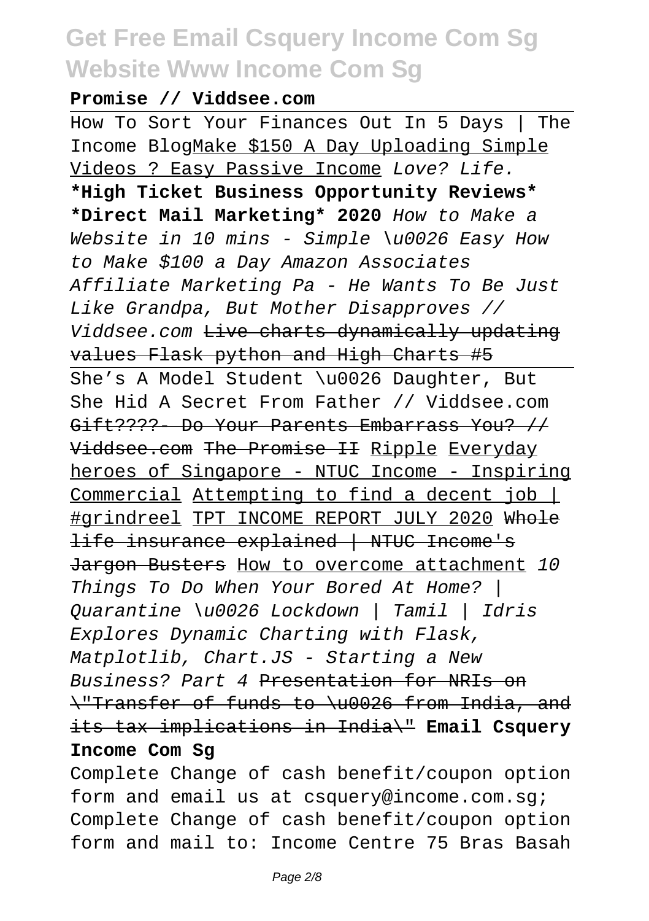**Promise // Viddsee.com**

How To Sort Your Finances Out In 5 Days | The Income BlogMake $150 A Day Uploading Simple Videos ? Easy Passive Income *Love? Life.* **\*High Ticket Business Opportunity Reviews\* \*Direct Mail Marketing\* 2020** *How to Make a Website in 10 mins - Simple \u0026 Easy How to Make $100 a Day Amazon Associates Affiliate Marketing Pa - He Wants To Be Just Like Grandpa, But Mother Disapproves // Viddsee.com* ~~Live charts dynamically updating values Flask python and High Charts #5~~ She's A Model Student \u0026 Daughter, But She Hid A Secret From Father // Viddsee.com ~~Gift????- Do Your Parents Embarrass You? // Viddsee.com~~ ~~The Promise II~~ Ripple Everyday heroes of Singapore - NTUC Income - Inspiring Commercial Attempting to find a decent job | #grindreel TPT INCOME REPORT JULY 2020 ~~Whole life insurance explained | NTUC Income's Jargon Busters~~ How to overcome attachment *10 Things To Do When Your Bored At Home? | Quarantine \u0026 Lockdown | Tamil | Idris Explores Dynamic Charting with Flask, Matplotlib, Chart.JS - Starting a New Business? Part 4* ~~Presentation for NRIs on \"Transfer of funds to \u0026 from India, and its tax implications in India\"~~ **Email Csquery Income Com Sg**

Complete Change of cash benefit/coupon option form and email us at csquery@income.com.sg; Complete Change of cash benefit/coupon option form and mail to: Income Centre 75 Bras Basah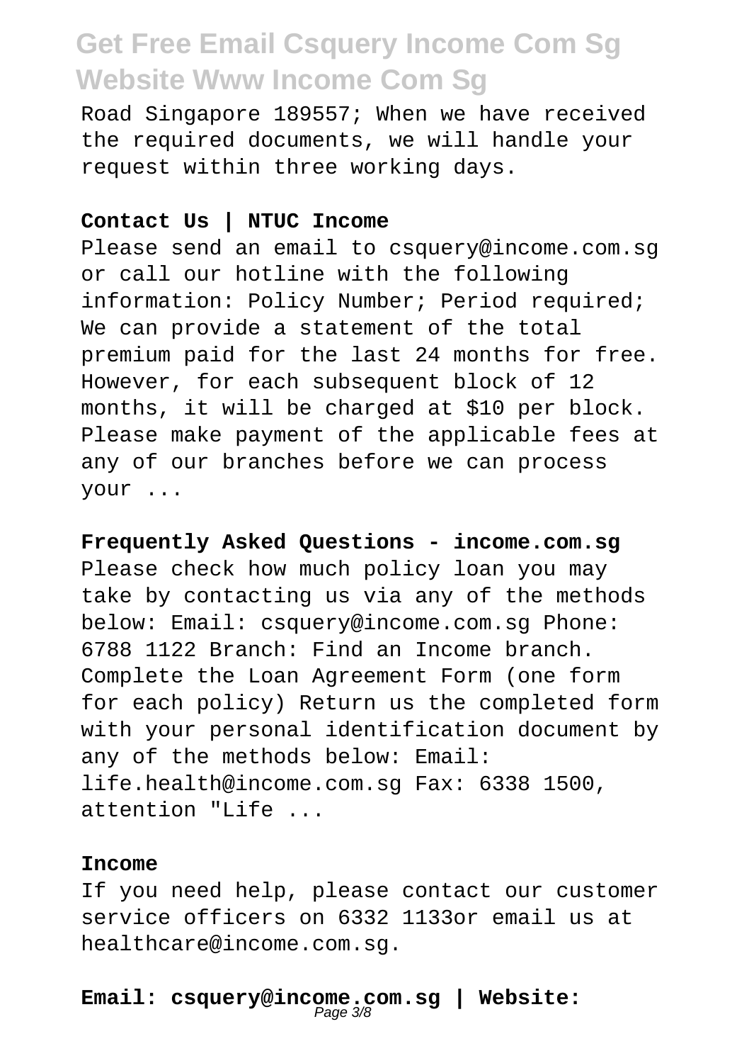Road Singapore 189557; When we have received the required documents, we will handle your request within three working days.

**Contact Us | NTUC Income**

Please send an email to csquery@income.com.sg or call our hotline with the following information: Policy Number; Period required; We can provide a statement of the total premium paid for the last 24 months for free. However, for each subsequent block of 12 months, it will be charged at $10 per block. Please make payment of the applicable fees at any of our branches before we can process your ...

**Frequently Asked Questions - income.com.sg**

Please check how much policy loan you may take by contacting us via any of the methods below: Email: csquery@income.com.sg Phone: 6788 1122 Branch: Find an Income branch. Complete the Loan Agreement Form (one form for each policy) Return us the completed form with your personal identification document by any of the methods below: Email: life.health@income.com.sg Fax: 6338 1500, attention "Life ...

**Income**

If you need help, please contact our customer service officers on 6332 1133or email us at healthcare@income.com.sg.

**Email: csquery@income.com.sg | Website:**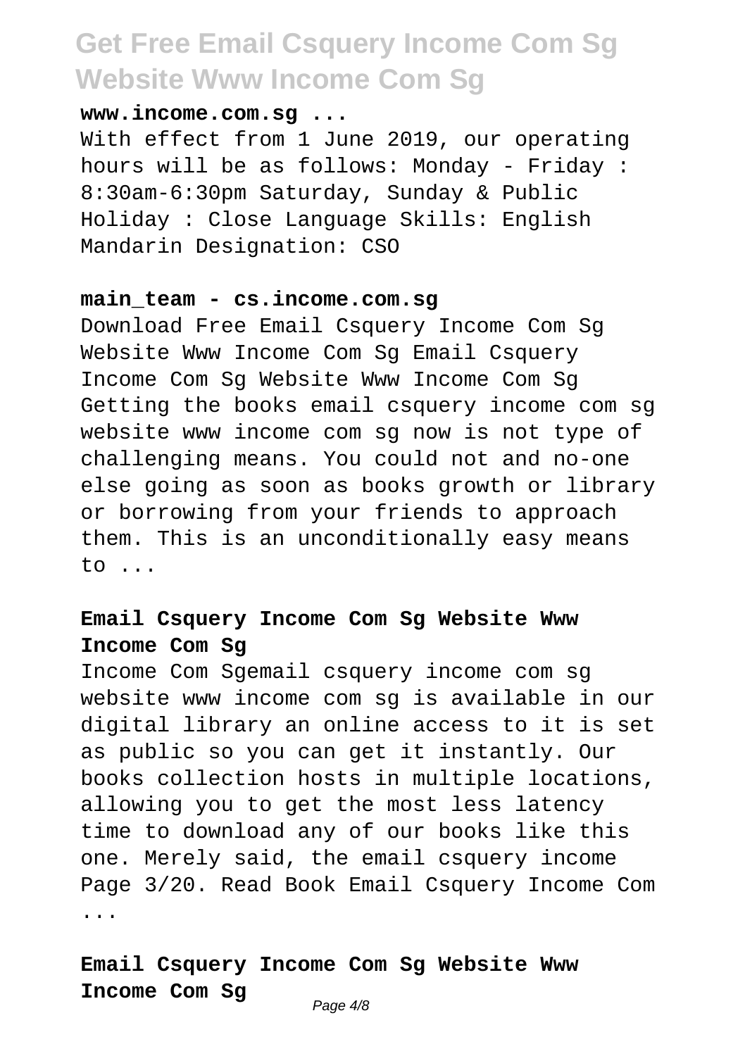**www.income.com.sg ...**

With effect from 1 June 2019, our operating hours will be as follows: Monday - Friday : 8:30am-6:30pm Saturday, Sunday & Public Holiday : Close Language Skills: English Mandarin Designation: CSO

**main_team - cs.income.com.sg**

Download Free Email Csquery Income Com Sg Website Www Income Com Sg Email Csquery Income Com Sg Website Www Income Com Sg Getting the books email csquery income com sg website www income com sg now is not type of challenging means. You could not and no-one else going as soon as books growth or library or borrowing from your friends to approach them. This is an unconditionally easy means to ...

**Email Csquery Income Com Sg Website Www Income Com Sg**

Income Com Sgemail csquery income com sg website www income com sg is available in our digital library an online access to it is set as public so you can get it instantly. Our books collection hosts in multiple locations, allowing you to get the most less latency time to download any of our books like this one. Merely said, the email csquery income Page 3/20. Read Book Email Csquery Income Com ...

**Email Csquery Income Com Sg Website Www Income Com Sg**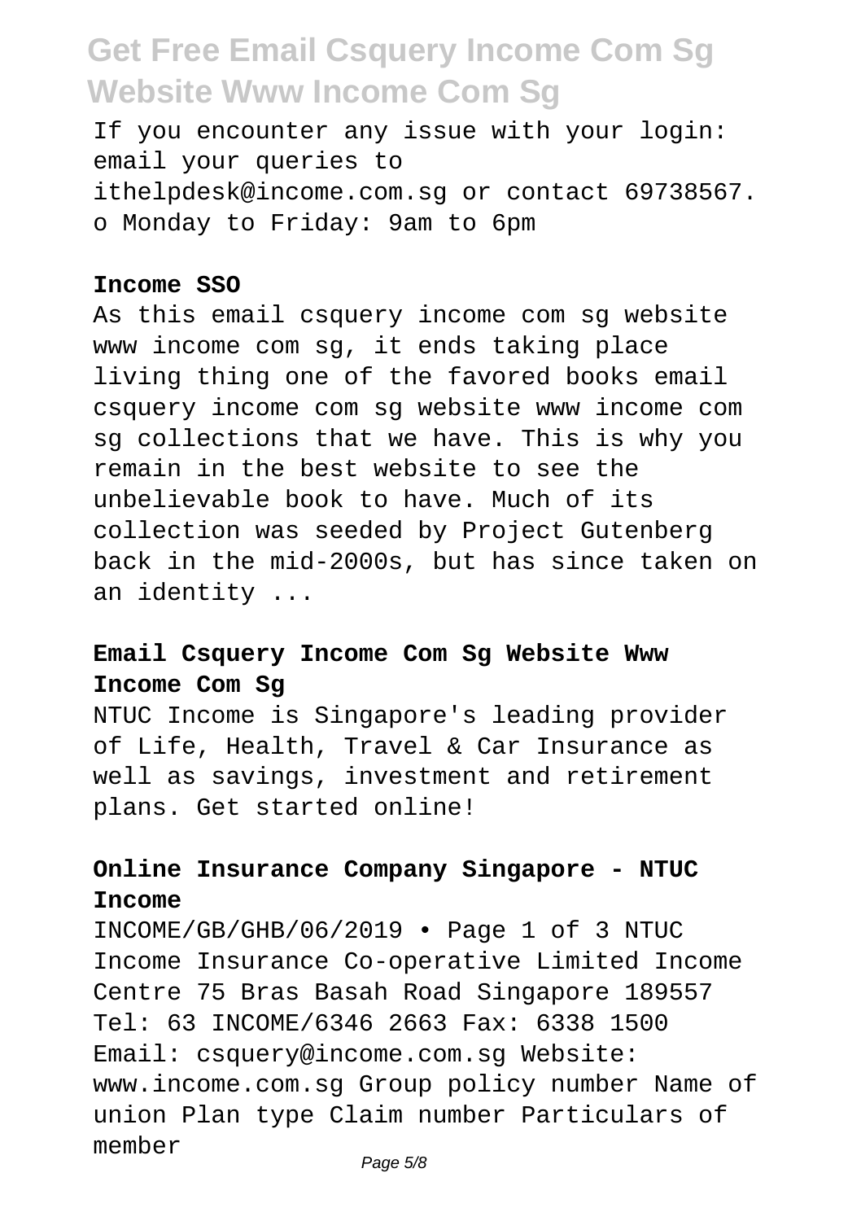If you encounter any issue with your login: email your queries to ithelpdesk@income.com.sg or contact 69738567.
o Monday to Friday: 9am to 6pm

**Income SSO**

As this email csquery income com sg website www income com sg, it ends taking place living thing one of the favored books email csquery income com sg website www income com sg collections that we have. This is why you remain in the best website to see the unbelievable book to have. Much of its collection was seeded by Project Gutenberg back in the mid-2000s, but has since taken on an identity ...

### Email Csquery Income Com Sg Website Www Income Com Sg

NTUC Income is Singapore's leading provider of Life, Health, Travel & Car Insurance as well as savings, investment and retirement plans. Get started online!

### Online Insurance Company Singapore - NTUC Income

INCOME/GB/GHB/06/2019 • Page 1 of 3 NTUC Income Insurance Co-operative Limited Income Centre 75 Bras Basah Road Singapore 189557 Tel: 63 INCOME/6346 2663 Fax: 6338 1500 Email: csquery@income.com.sg Website: www.income.com.sg Group policy number Name of union Plan type Claim number Particulars of member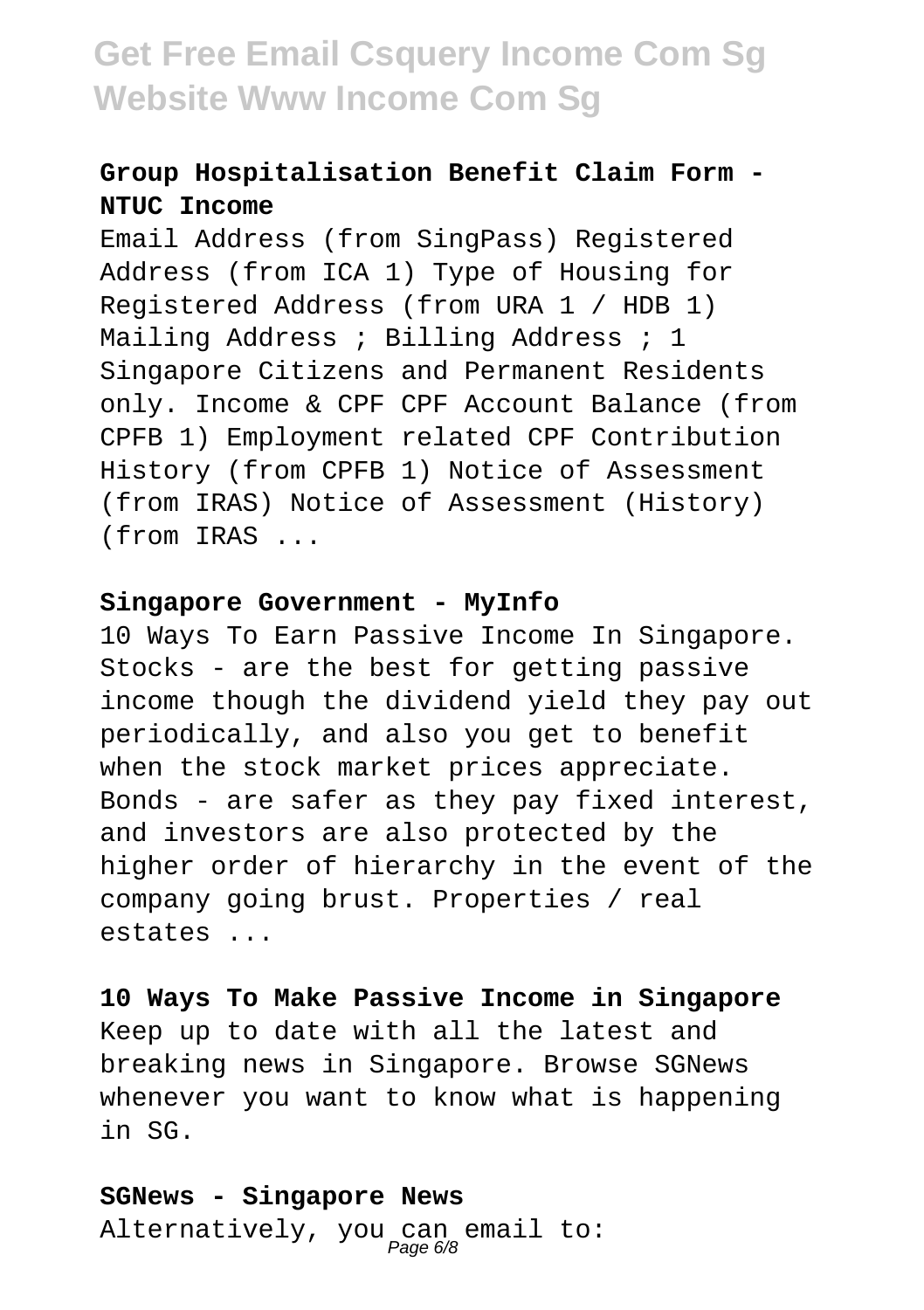**Group Hospitalisation Benefit Claim Form - NTUC Income**

Email Address (from SingPass) Registered Address (from ICA 1) Type of Housing for Registered Address (from URA 1 / HDB 1) Mailing Address ; Billing Address ; 1 Singapore Citizens and Permanent Residents only. Income & CPF CPF Account Balance (from CPFB 1) Employment related CPF Contribution History (from CPFB 1) Notice of Assessment (from IRAS) Notice of Assessment (History) (from IRAS ...

**Singapore Government - MyInfo**

10 Ways To Earn Passive Income In Singapore. Stocks - are the best for getting passive income though the dividend yield they pay out periodically, and also you get to benefit when the stock market prices appreciate. Bonds - are safer as they pay fixed interest, and investors are also protected by the higher order of hierarchy in the event of the company going brust. Properties / real estates ...

**10 Ways To Make Passive Income in Singapore**

Keep up to date with all the latest and breaking news in Singapore. Browse SGNews whenever you want to know what is happening in SG.

**SGNews - Singapore News**

Alternatively, you can email to: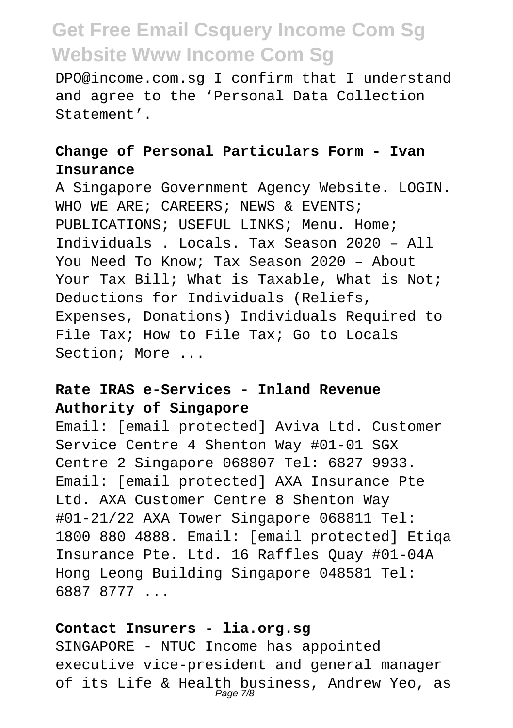DPO@income.com.sg I confirm that I understand and agree to the 'Personal Data Collection Statement'.

**Change of Personal Particulars Form - Ivan Insurance**

A Singapore Government Agency Website. LOGIN. WHO WE ARE; CAREERS; NEWS & EVENTS; PUBLICATIONS; USEFUL LINKS; Menu. Home; Individuals . Locals. Tax Season 2020 – All You Need To Know; Tax Season 2020 – About Your Tax Bill; What is Taxable, What is Not; Deductions for Individuals (Reliefs, Expenses, Donations) Individuals Required to File Tax; How to File Tax; Go to Locals Section; More ...

**Rate IRAS e-Services - Inland Revenue Authority of Singapore**

Email: [email protected] Aviva Ltd. Customer Service Centre 4 Shenton Way #01-01 SGX Centre 2 Singapore 068807 Tel: 6827 9933. Email: [email protected] AXA Insurance Pte Ltd. AXA Customer Centre 8 Shenton Way #01-21/22 AXA Tower Singapore 068811 Tel: 1800 880 4888. Email: [email protected] Etiqa Insurance Pte. Ltd. 16 Raffles Quay #01-04A Hong Leong Building Singapore 048581 Tel: 6887 8777 ...

**Contact Insurers - lia.org.sg**

SINGAPORE - NTUC Income has appointed executive vice-president and general manager of its Life & Health business, Andrew Yeo, as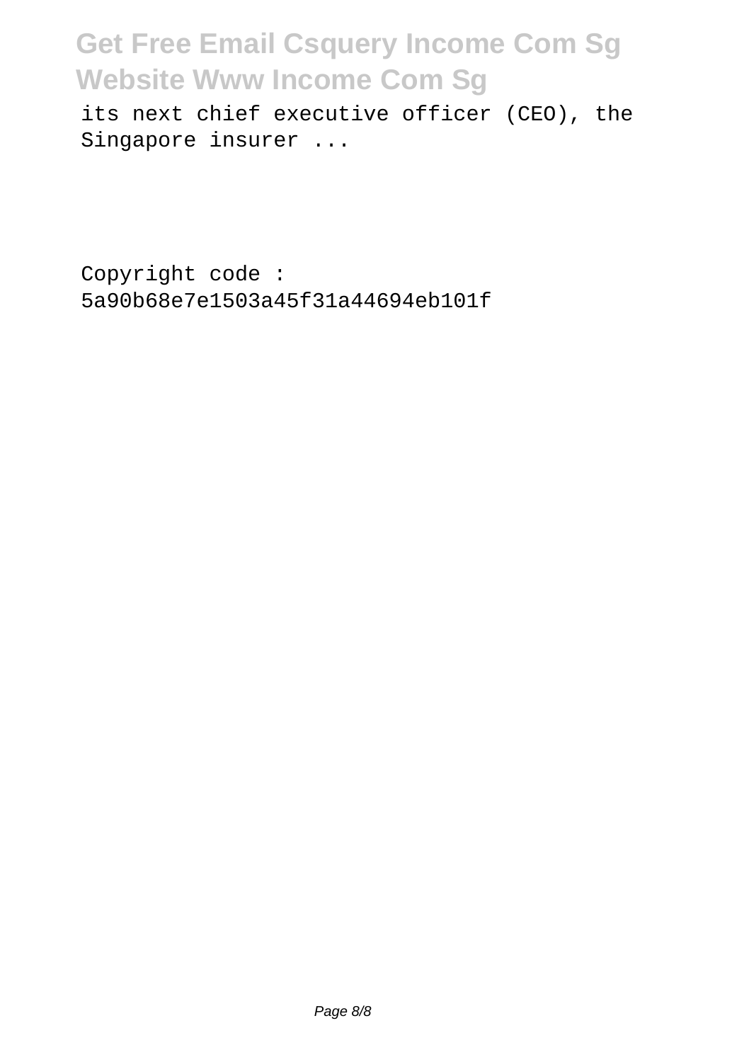its next chief executive officer (CEO), the Singapore insurer ...

Copyright code : 5a90b68e7e1503a45f31a44694eb101f